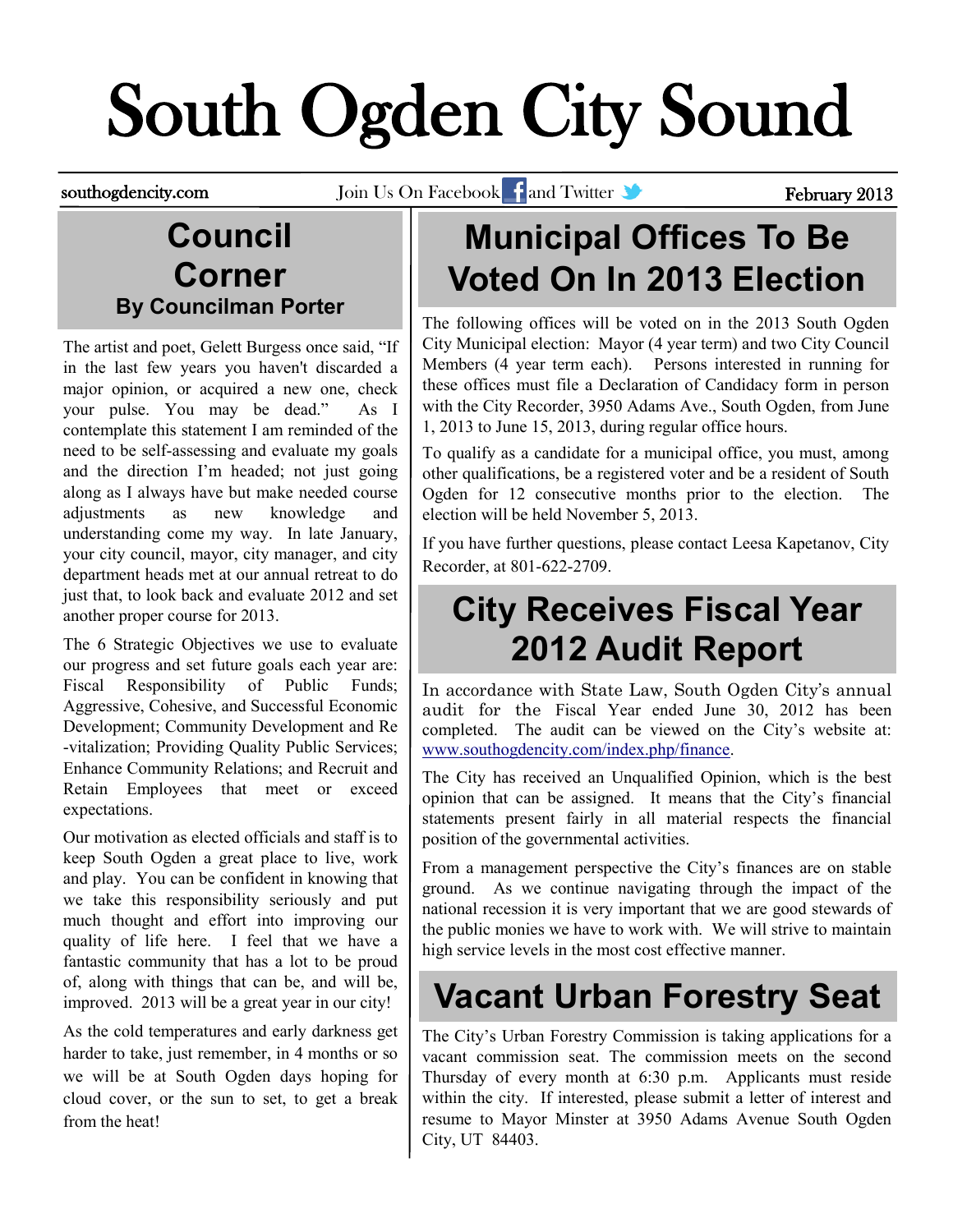# South Ogden City Sound

southogdencity.com | Join Us On Facebook and Twitter | February 2013

## Council Corner

### By Councilman Porter

The artist and poet, Gelett Burgess once said, "If in the last few years you haven't discarded a major opinion, or acquired a new one, check your pulse. You may be dead." As I contemplate this statement I am reminded of the need to be self-assessing and evaluate my goals and the direction I'm headed; not just going along as I always have but make needed course adjustments as new knowledge and understanding come my way. In late January, your city council, mayor, city manager, and city department heads met at our annual retreat to do just that, to look back and evaluate 2012 and set another proper course for 2013.

The 6 Strategic Objectives we use to evaluate our progress and set future goals each year are: Fiscal Responsibility of Public Funds; Aggressive, Cohesive, and Successful Economic Development; Community Development and Re-vitalization; Providing Quality Public Services; Enhance Community Relations; and Recruit and Retain Employees that meet or exceed expectations.

Our motivation as elected officials and staff is to keep South Ogden a great place to live, work and play. You can be confident in knowing that we take this responsibility seriously and put much thought and effort into improving our quality of life here. I feel that we have a fantastic community that has a lot to be proud of, along with things that can be, and will be, improved. 2013 will be a great year in our city!

As the cold temperatures and early darkness get harder to take, just remember, in 4 months or so we will be at South Ogden days hoping for cloud cover, or the sun to set, to get a break from the heat!

## Municipal Offices To Be Voted On In 2013 Election

The following offices will be voted on in the 2013 South Ogden City Municipal election: Mayor (4 year term) and two City Council Members (4 year term each). Persons interested in running for these offices must file a Declaration of Candidacy form in person with the City Recorder, 3950 Adams Ave., South Ogden, from June 1, 2013 to June 15, 2013, during regular office hours.

To qualify as a candidate for a municipal office, you must, among other qualifications, be a registered voter and be a resident of South Ogden for 12 consecutive months prior to the election. The election will be held November 5, 2013.

If you have further questions, please contact Leesa Kapetanov, City Recorder, at 801-622-2709.

## City Receives Fiscal Year 2012 Audit Report

In accordance with State Law, South Ogden City's annual audit for the Fiscal Year ended June 30, 2012 has been completed. The audit can be viewed on the City's website at: www.southogdencity.com/index.php/finance.

The City has received an Unqualified Opinion, which is the best opinion that can be assigned. It means that the City's financial statements present fairly in all material respects the financial position of the governmental activities.

From a management perspective the City's finances are on stable ground. As we continue navigating through the impact of the national recession it is very important that we are good stewards of the public monies we have to work with. We will strive to maintain high service levels in the most cost effective manner.

## Vacant Urban Forestry Seat

The City's Urban Forestry Commission is taking applications for a vacant commission seat. The commission meets on the second Thursday of every month at 6:30 p.m. Applicants must reside within the city. If interested, please submit a letter of interest and resume to Mayor Minster at 3950 Adams Avenue South Ogden City, UT 84403.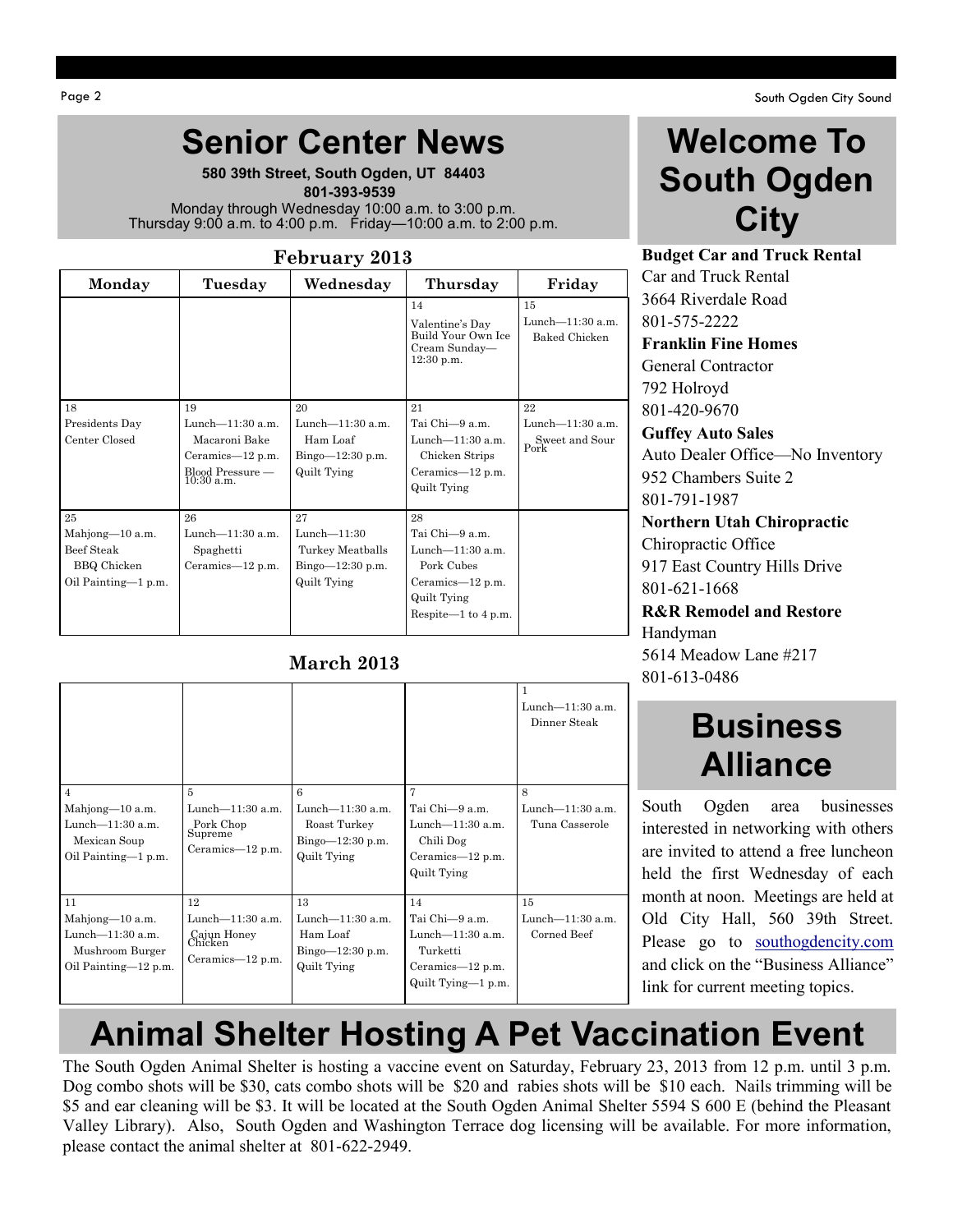# Senior Center News

**580 39th Street, South Ogden, UT 84403**
**801-393-9539**
Monday through Wednesday 10:00 a.m. to 3:00 p.m.
Thursday 9:00 a.m. to 4:00 p.m. Friday—10:00 a.m. to 2:00 p.m.

### February 2013

| Monday | Tuesday | Wednesday | Thursday | Friday |
|---|---|---|---|---|
| | | | 14<br>Valentine's Day Build Your Own Ice Cream Sunday—12:30 p.m. | 15<br>Lunch—11:30 a.m.<br>Baked Chicken |
| 18<br>Presidents Day<br>Center Closed | 19<br>Lunch—11:30 a.m.<br>Macaroni Bake<br>Ceramics—12 p.m.<br>Blood Pressure — 10:30 a.m. | 20<br>Lunch—11:30 a.m.<br>Ham Loaf<br>Bingo—12:30 p.m.<br>Quilt Tying | 21<br>Tai Chi—9 a.m.<br>Lunch—11:30 a.m.<br>Chicken Strips<br>Ceramics—12 p.m.<br>Quilt Tying | 22<br>Lunch—11:30 a.m.<br>Sweet and Sour Pork |
| 25<br>Mahjong—10 a.m.<br>Beef Steak<br>BBQ Chicken<br>Oil Painting—1 p.m. | 26<br>Lunch—11:30 a.m.<br>Spaghetti<br>Ceramics—12 p.m. | 27<br>Lunch—11:30<br>Turkey Meatballs<br>Bingo—12:30 p.m.<br>Quilt Tying | 28<br>Tai Chi—9 a.m.<br>Lunch—11:30 a.m.<br>Pork Cubes<br>Ceramics—12 p.m.<br>Quilt Tying<br>Respite—1 to 4 p.m. | |

### March 2013

| Monday | Tuesday | Wednesday | Thursday | Friday |
|---|---|---|---|---|
| | | | | 1<br>Lunch—11:30 a.m.<br>Dinner Steak |
| 4<br>Mahjong—10 a.m.<br>Lunch—11:30 a.m.<br>Mexican Soup<br>Oil Painting—1 p.m. | 5<br>Lunch—11:30 a.m.<br>Pork Chop Supreme<br>Ceramics—12 p.m. | 6<br>Lunch—11:30 a.m.<br>Roast Turkey<br>Bingo—12:30 p.m.<br>Quilt Tying | 7<br>Tai Chi—9 a.m.<br>Lunch—11:30 a.m.<br>Chili Dog<br>Ceramics—12 p.m.<br>Quilt Tying | 8<br>Lunch—11:30 a.m.<br>Tuna Casserole |
| 11<br>Mahjong—10 a.m.<br>Lunch—11:30 a.m.<br>Mushroom Burger<br>Oil Painting—12 p.m. | 12<br>Lunch—11:30 a.m.<br>Cajun Honey Chicken<br>Ceramics—12 p.m. | 13<br>Lunch—11:30 a.m.<br>Ham Loaf<br>Bingo—12:30 p.m.<br>Quilt Tying | 14<br>Tai Chi—9 a.m.<br>Lunch—11:30 a.m.<br>Turketti<br>Ceramics—12 p.m.<br>Quilt Tying—1 p.m. | 15<br>Lunch—11:30 a.m.<br>Corned Beef |

# Welcome To South Ogden City

**Budget Car and Truck Rental**
Car and Truck Rental
3664 Riverdale Road
801-575-2222

**Franklin Fine Homes**
General Contractor
792 Holroyd
801-420-9670

**Guffey Auto Sales**
Auto Dealer Office—No Inventory
952 Chambers Suite 2
801-791-1987

**Northern Utah Chiropractic**
Chiropractic Office
917 East Country Hills Drive
801-621-1668

**R&R Remodel and Restore**
Handyman
5614 Meadow Lane #217
801-613-0486

# Business Alliance

South Ogden area businesses interested in networking with others are invited to attend a free luncheon held the first Wednesday of each month at noon. Meetings are held at Old City Hall, 560 39th Street. Please go to southogdencity.com and click on the "Business Alliance" link for current meeting topics.

# Animal Shelter Hosting A Pet Vaccination Event

The South Ogden Animal Shelter is hosting a vaccine event on Saturday, February 23, 2013 from 12 p.m. until 3 p.m. Dog combo shots will be $30, cats combo shots will be $20 and rabies shots will be $10 each. Nails trimming will be $5 and ear cleaning will be $3. It will be located at the South Ogden Animal Shelter 5594 S 600 E (behind the Pleasant Valley Library). Also, South Ogden and Washington Terrace dog licensing will be available. For more information, please contact the animal shelter at 801-622-2949.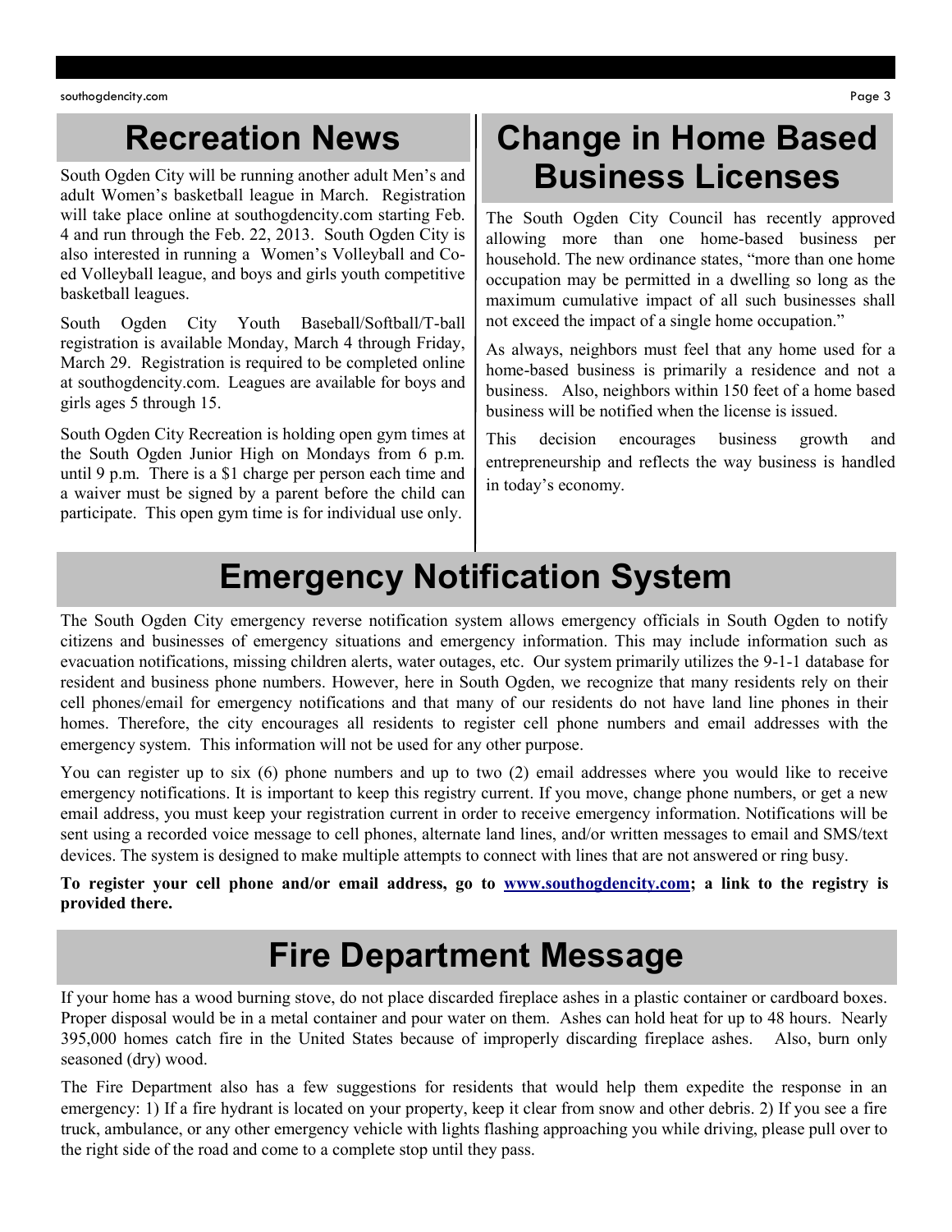## Recreation News

South Ogden City will be running another adult Men's and adult Women's basketball league in March. Registration will take place online at southogdencity.com starting Feb. 4 and run through the Feb. 22, 2013. South Ogden City is also interested in running a Women's Volleyball and Co-ed Volleyball league, and boys and girls youth competitive basketball leagues.

South Ogden City Youth Baseball/Softball/T-ball registration is available Monday, March 4 through Friday, March 29. Registration is required to be completed online at southogdencity.com. Leagues are available for boys and girls ages 5 through 15.

South Ogden City Recreation is holding open gym times at the South Ogden Junior High on Mondays from 6 p.m. until 9 p.m. There is a $1 charge per person each time and a waiver must be signed by a parent before the child can participate. This open gym time is for individual use only.

## Change in Home Based Business Licenses

The South Ogden City Council has recently approved allowing more than one home-based business per household. The new ordinance states, "more than one home occupation may be permitted in a dwelling so long as the maximum cumulative impact of all such businesses shall not exceed the impact of a single home occupation."

As always, neighbors must feel that any home used for a home-based business is primarily a residence and not a business. Also, neighbors within 150 feet of a home based business will be notified when the license is issued.

This decision encourages business growth and entrepreneurship and reflects the way business is handled in today's economy.

## Emergency Notification System

The South Ogden City emergency reverse notification system allows emergency officials in South Ogden to notify citizens and businesses of emergency situations and emergency information. This may include information such as evacuation notifications, missing children alerts, water outages, etc. Our system primarily utilizes the 9-1-1 database for resident and business phone numbers. However, here in South Ogden, we recognize that many residents rely on their cell phones/email for emergency notifications and that many of our residents do not have land line phones in their homes. Therefore, the city encourages all residents to register cell phone numbers and email addresses with the emergency system. This information will not be used for any other purpose.

You can register up to six (6) phone numbers and up to two (2) email addresses where you would like to receive emergency notifications. It is important to keep this registry current. If you move, change phone numbers, or get a new email address, you must keep your registration current in order to receive emergency information. Notifications will be sent using a recorded voice message to cell phones, alternate land lines, and/or written messages to email and SMS/text devices. The system is designed to make multiple attempts to connect with lines that are not answered or ring busy.

**To register your cell phone and/or email address, go to [www.southogdencity.com](http://www.southogdencity.com); a link to the registry is provided there.**

## Fire Department Message

If your home has a wood burning stove, do not place discarded fireplace ashes in a plastic container or cardboard boxes. Proper disposal would be in a metal container and pour water on them. Ashes can hold heat for up to 48 hours. Nearly 395,000 homes catch fire in the United States because of improperly discarding fireplace ashes. Also, burn only seasoned (dry) wood.

The Fire Department also has a few suggestions for residents that would help them expedite the response in an emergency: 1) If a fire hydrant is located on your property, keep it clear from snow and other debris. 2) If you see a fire truck, ambulance, or any other emergency vehicle with lights flashing approaching you while driving, please pull over to the right side of the road and come to a complete stop until they pass.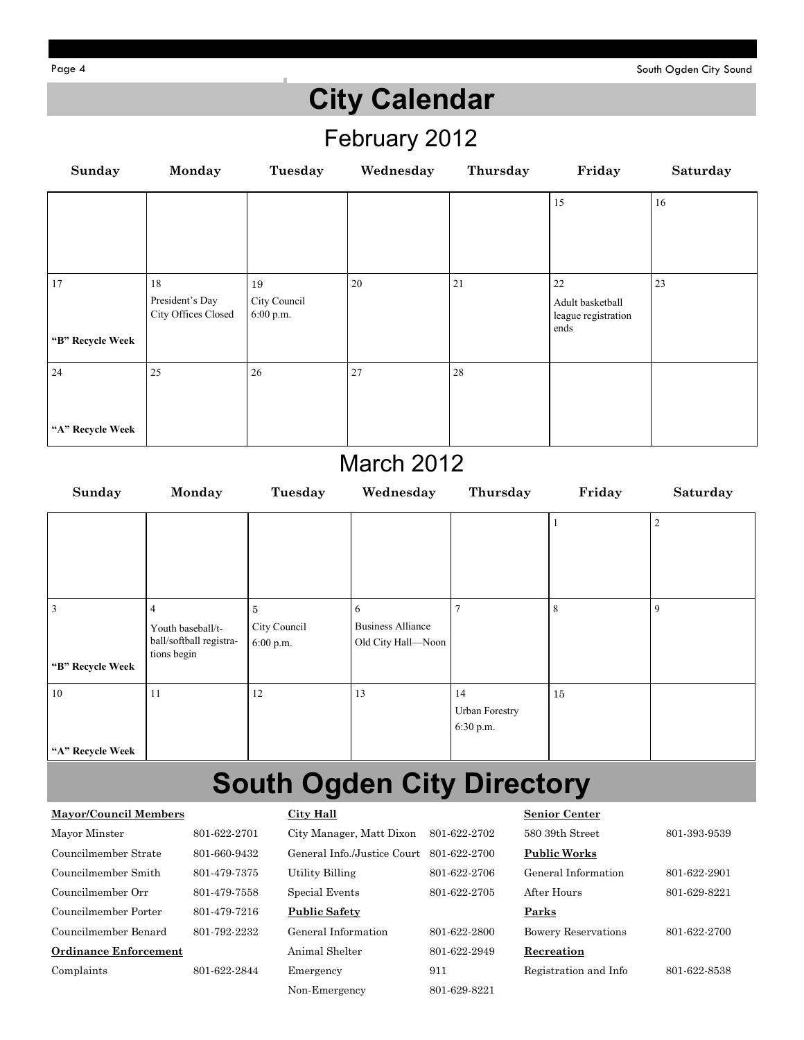# City Calendar

## February 2012

| Sunday | Monday | Tuesday | Wednesday | Thursday | Friday | Saturday |
|---|---|---|---|---|---|---|
| | | | | | 15 | 16 |
| 17<br>**"B" Recycle Week** | 18<br>President's Day<br>City Offices Closed | 19<br>City Council<br>6:00 p.m. | 20 | 21 | 22<br>Adult basketball league registration ends | 23 |
| 24<br>**"A" Recycle Week** | 25 | 26 | 27 | 28 | | |

## March 2012

| Sunday | Monday | Tuesday | Wednesday | Thursday | Friday | Saturday |
|---|---|---|---|---|---|---|
| | | | | | 1 | 2 |
| 3<br>**"B" Recycle Week** | 4<br>Youth baseball/t-ball/softball registrations begin | 5<br>City Council<br>6:00 p.m. | 6<br>Business Alliance<br>Old City Hall—Noon | 7 | 8 | 9 |
| 10<br>**"A" Recycle Week** | 11 | 12 | 13 | 14<br>Urban Forestry<br>6:30 p.m. | 15 | |

# South Ogden City Directory

| **Mayor/Council Members** | |
|---|---|
| Mayor Minster | 801-622-2701 |
| Councilmember Strate | 801-660-9432 |
| Councilmember Smith | 801-479-7375 |
| Councilmember Orr | 801-479-7558 |
| Councilmember Porter | 801-479-7216 |
| Councilmember Benard | 801-792-2232 |
| **Ordinance Enforcement** | |
| Complaints | 801-622-2844 |

| **City Hall** | |
|---|---|
| City Manager, Matt Dixon | 801-622-2702 |
| General Info./Justice Court | 801-622-2700 |
| Utility Billing | 801-622-2706 |
| Special Events | 801-622-2705 |
| **Public Safety** | |
| General Information | 801-622-2800 |
| Animal Shelter | 801-622-2949 |
| Emergency | 911 |
| Non-Emergency | 801-629-8221 |

| **Senior Center** | |
|---|---|
| 580 39th Street | 801-393-9539 |
| **Public Works** | |
| General Information | 801-622-2901 |
| After Hours | 801-629-8221 |
| **Parks** | |
| Bowery Reservations | 801-622-2700 |
| **Recreation** | |
| Registration and Info | 801-622-8538 |